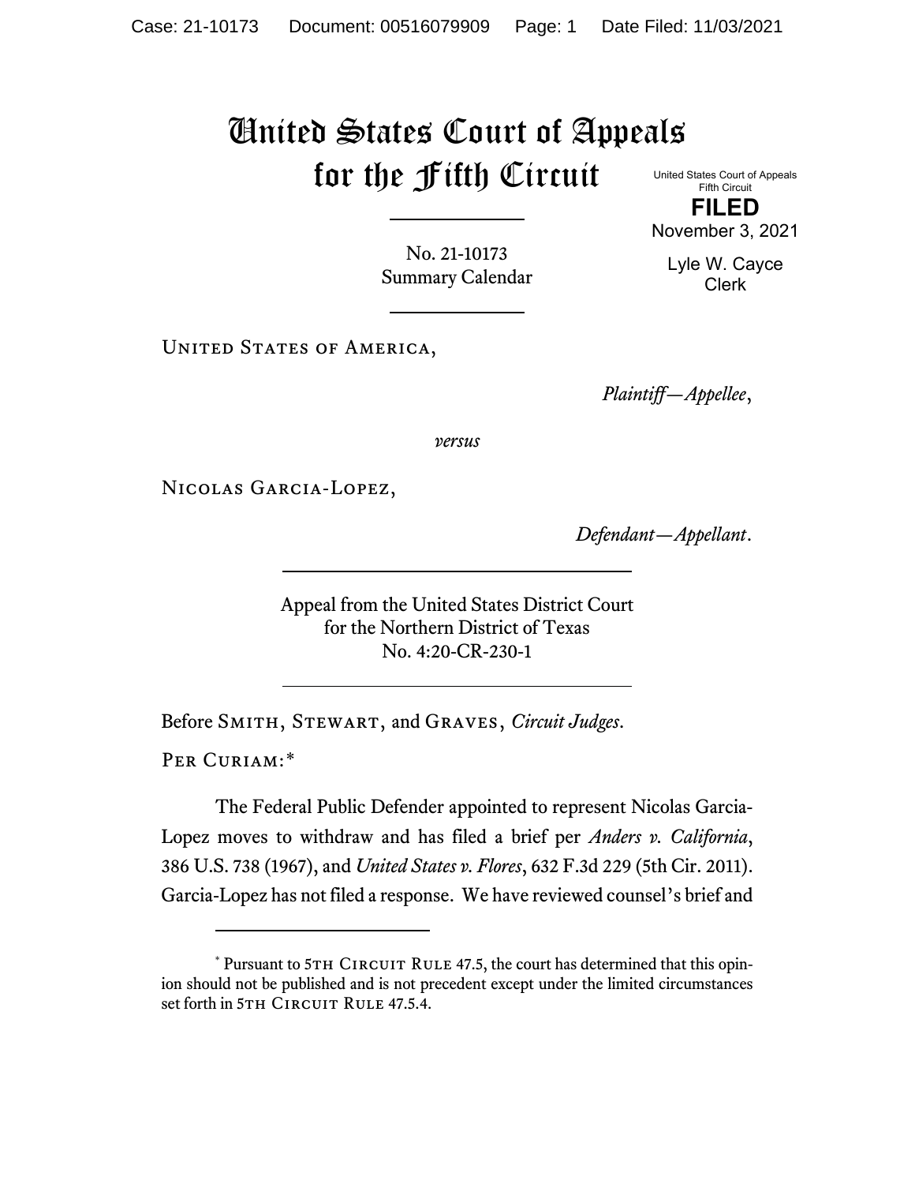# United States Court of Appeals for the Fifth Circuit

United States Court of Appeals
Fifth Circuit

**FILED**

November 3, 2021

Lyle W. Cayce
Clerk

No. 21-10173
Summary Calendar

United States of America,

*Plaintiff—Appellee*,

*versus*

Nicolas Garcia-Lopez,

*Defendant—Appellant*.

Appeal from the United States District Court
for the Northern District of Texas
No. 4:20-CR-230-1

Before Smith, Stewart, and Graves, *Circuit Judges*.

Per Curiam:*

The Federal Public Defender appointed to represent Nicolas Garcia-Lopez moves to withdraw and has filed a brief per *Anders v. California*, 386 U.S. 738 (1967), and *United States v. Flores*, 632 F.3d 229 (5th Cir. 2011). Garcia-Lopez has not filed a response. We have reviewed counsel's brief and

* Pursuant to 5th Circuit Rule 47.5, the court has determined that this opinion should not be published and is not precedent except under the limited circumstances set forth in 5th Circuit Rule 47.5.4.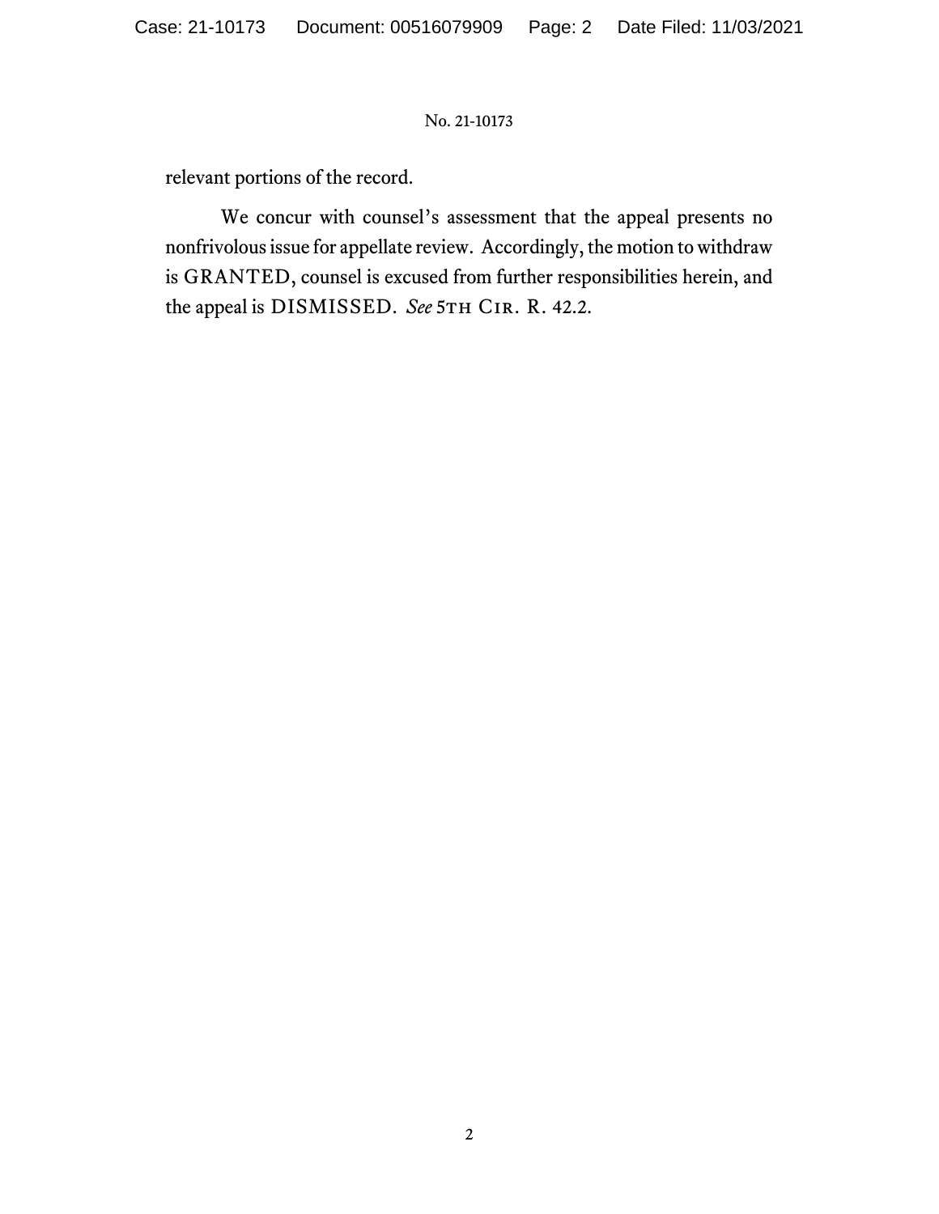relevant portions of the record.

We concur with counsel's assessment that the appeal presents no nonfrivolous issue for appellate review. Accordingly, the motion to withdraw is GRANTED, counsel is excused from further responsibilities herein, and the appeal is DISMISSED. *See* 5TH CIR. R. 42.2.